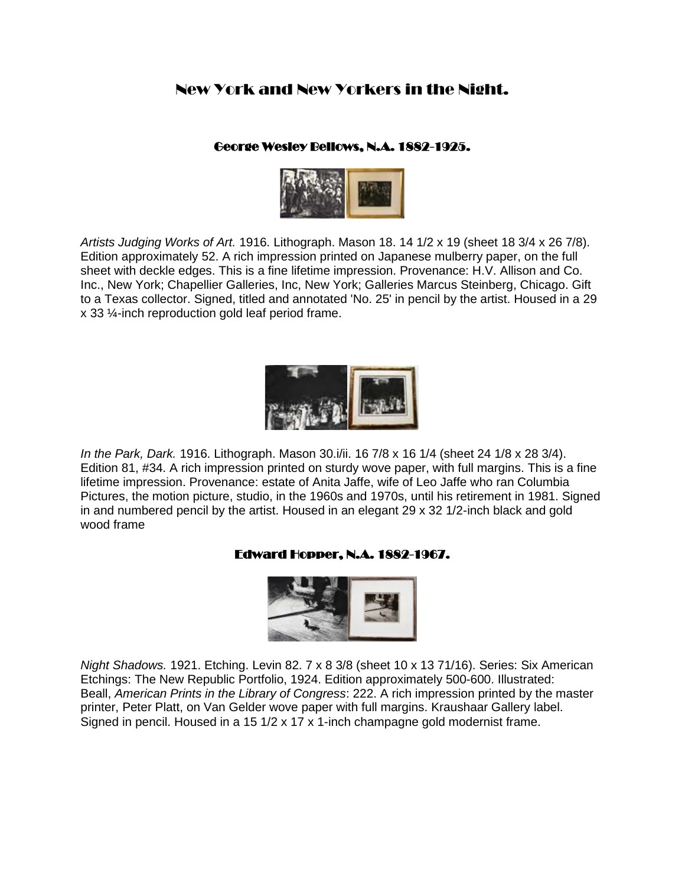# New York and New Yorkers in the Night.

## George Wesley Bellows, N.A. 1882-1925.

*Artists Judging Works of Art.* 1916. Lithograph. Mason 18. 14 1/2 x 19 (sheet 18 3/4 x 26 7/8). Edition approximately 52. A rich impression printed on Japanese mulberry paper, on the full sheet with deckle edges. This is a fine lifetime impression. Provenance: H.V. Allison and Co. Inc., New York; Chapellier Galleries, Inc, New York; Galleries Marcus Steinberg, Chicago. Gift to a Texas collector. Signed, titled and annotated 'No. 25' in pencil by the artist. Housed in a 29 x 33 ¼-inch reproduction gold leaf period frame.

*In the Park, Dark.* 1916. Lithograph. Mason 30.i/ii. 16 7/8 x 16 1/4 (sheet 24 1/8 x 28 3/4). Edition 81, #34. A rich impression printed on sturdy wove paper, with full margins. This is a fine lifetime impression. Provenance: estate of Anita Jaffe, wife of Leo Jaffe who ran Columbia Pictures, the motion picture, studio, in the 1960s and 1970s, until his retirement in 1981. Signed in and numbered pencil by the artist. Housed in an elegant 29 x 32 1/2-inch black and gold wood frame

## Edward Hopper, N.A. 1882-1967.

*Night Shadows.* 1921. Etching. Levin 82. 7 x 8 3/8 (sheet 10 x 13 71/16). Series: Six American Etchings: The New Republic Portfolio, 1924. Edition approximately 500-600. Illustrated: Beall, *American Prints in the Library of Congress*: 222. A rich impression printed by the master printer, Peter Platt, on Van Gelder wove paper with full margins. Kraushaar Gallery label. Signed in pencil. Housed in a 15 1/2 x 17 x 1-inch champagne gold modernist frame.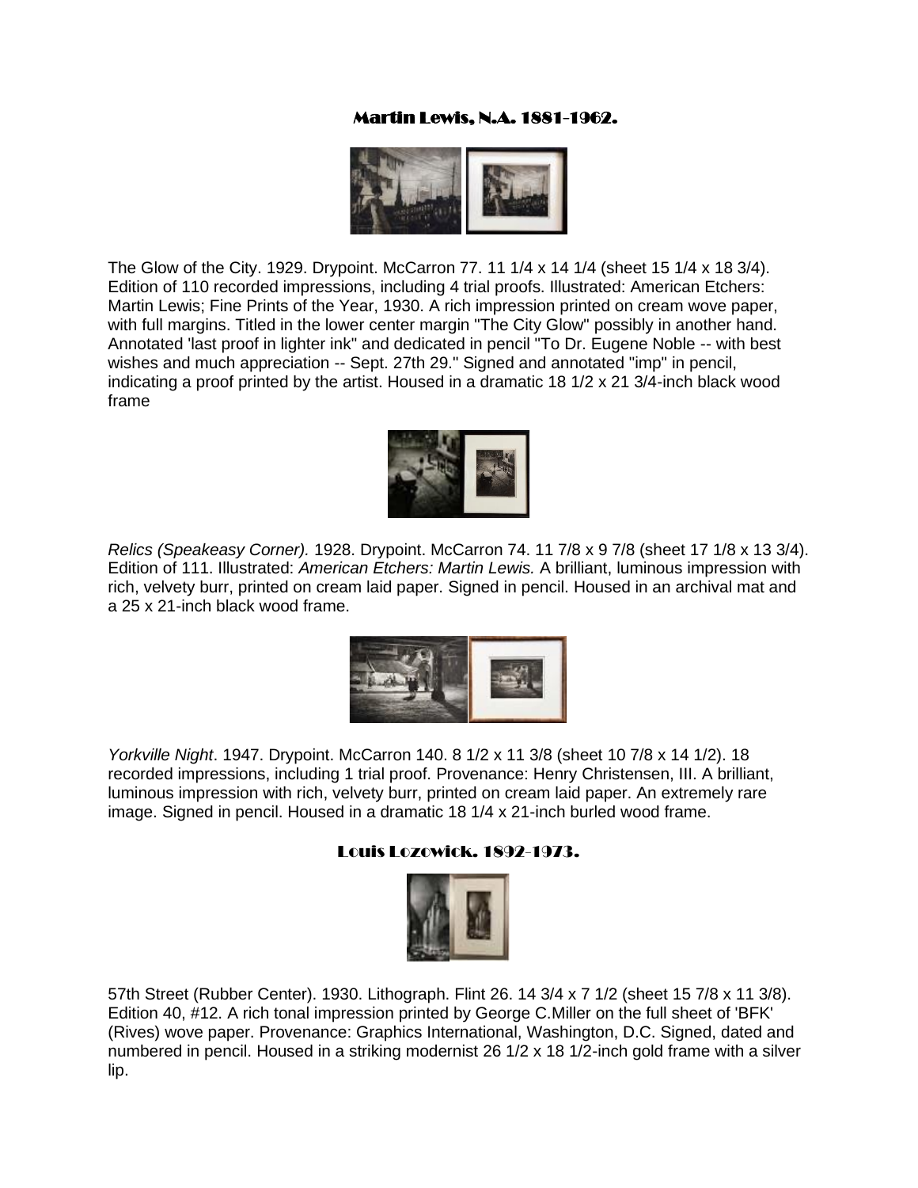### Martin Lewis, N.A. 1881-1962.

The Glow of the City. 1929. Drypoint. McCarron 77. 11 1/4 x 14 1/4 (sheet 15 1/4 x 18 3/4). Edition of 110 recorded impressions, including 4 trial proofs. Illustrated: American Etchers: Martin Lewis; Fine Prints of the Year, 1930. A rich impression printed on cream wove paper, with full margins. Titled in the lower center margin "The City Glow" possibly in another hand. Annotated 'last proof in lighter ink" and dedicated in pencil "To Dr. Eugene Noble -- with best wishes and much appreciation -- Sept. 27th 29." Signed and annotated "imp" in pencil, indicating a proof printed by the artist. Housed in a dramatic 18 1/2 x 21 3/4-inch black wood frame

*Relics (Speakeasy Corner).* 1928. Drypoint. McCarron 74. 11 7/8 x 9 7/8 (sheet 17 1/8 x 13 3/4). Edition of 111. Illustrated: *American Etchers: Martin Lewis.* A brilliant, luminous impression with rich, velvety burr, printed on cream laid paper. Signed in pencil. Housed in an archival mat and a 25 x 21-inch black wood frame.

*Yorkville Night*. 1947. Drypoint. McCarron 140. 8 1/2 x 11 3/8 (sheet 10 7/8 x 14 1/2). 18 recorded impressions, including 1 trial proof. Provenance: Henry Christensen, III. A brilliant, luminous impression with rich, velvety burr, printed on cream laid paper. An extremely rare image. Signed in pencil. Housed in a dramatic 18 1/4 x 21-inch burled wood frame.

### Louis Lozowick. 1892-1973.

57th Street (Rubber Center). 1930. Lithograph. Flint 26. 14 3/4 x 7 1/2 (sheet 15 7/8 x 11 3/8). Edition 40, #12. A rich tonal impression printed by George C.Miller on the full sheet of 'BFK' (Rives) wove paper. Provenance: Graphics International, Washington, D.C. Signed, dated and numbered in pencil. Housed in a striking modernist 26 1/2 x 18 1/2-inch gold frame with a silver lip.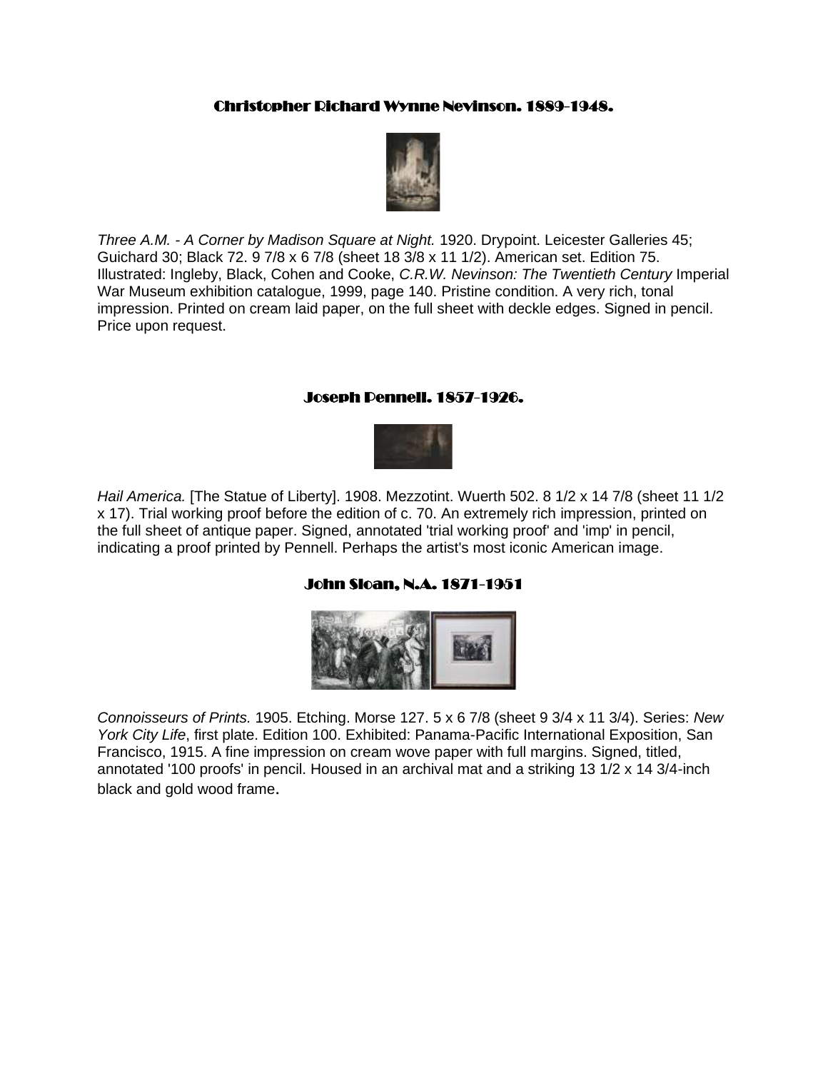### Christopher Richard Wynne Nevinson. 1889-1948.

*Three A.M. - A Corner by Madison Square at Night.* 1920. Drypoint. Leicester Galleries 45; Guichard 30; Black 72. 9 7/8 x 6 7/8 (sheet 18 3/8 x 11 1/2). American set. Edition 75. Illustrated: Ingleby, Black, Cohen and Cooke, *C.R.W. Nevinson: The Twentieth Century* Imperial War Museum exhibition catalogue, 1999, page 140. Pristine condition. A very rich, tonal impression. Printed on cream laid paper, on the full sheet with deckle edges. Signed in pencil. Price upon request.

### Joseph Pennell. 1857-1926.

*Hail America.* [The Statue of Liberty]. 1908. Mezzotint. Wuerth 502. 8 1/2 x 14 7/8 (sheet 11 1/2 x 17). Trial working proof before the edition of c. 70. An extremely rich impression, printed on the full sheet of antique paper. Signed, annotated 'trial working proof' and 'imp' in pencil, indicating a proof printed by Pennell. Perhaps the artist's most iconic American image.

### John Sloan, N.A. 1871-1951

*Connoisseurs of Prints.* 1905. Etching. Morse 127. 5 x 6 7/8 (sheet 9 3/4 x 11 3/4). Series: *New York City Life*, first plate. Edition 100. Exhibited: Panama-Pacific International Exposition, San Francisco, 1915. A fine impression on cream wove paper with full margins. Signed, titled, annotated '100 proofs' in pencil. Housed in an archival mat and a striking 13 1/2 x 14 3/4-inch black and gold wood frame.